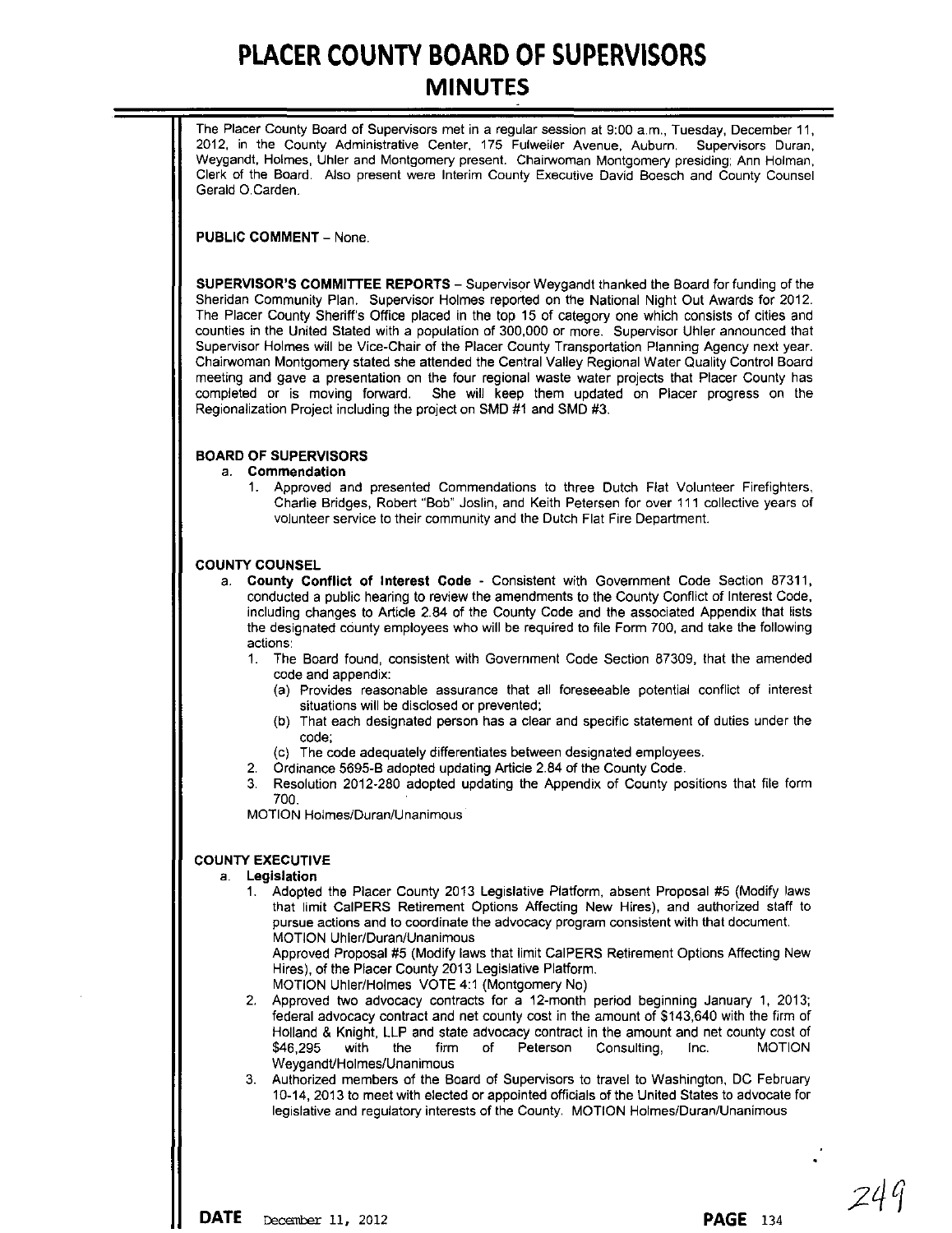# PLACER COUNTY BOARD OF SUPERVISORS

## MINUTES

The Placer County Board of Supervisors met in a regular session at 9:00 a.m., Tuesday, December 11, 2012, in the County Administrative Center, 175 Fulweiler Avenue, Auburn. Supervisors Duran, Weygandt, Holmes, Uhler and Montgomery present. Chairwoman Montgomery presiding; Ann Holman, Clerk of the Board. Also present were Interim County Executive David Boesch and County Counsel Gerald O.Carden.

**PUBLIC COMMENT** – None.

**SUPERVISOR'S COMMITTEE REPORTS** – Supervisor Weygandt thanked the Board for funding of the Sheridan Community Plan. Supervisor Holmes reported on the National Night Out Awards for 2012. The Placer County Sheriff's Office placed in the top 15 of category one which consists of cities and counties in the United Stated with a population of 300,000 or more. Supervisor Uhler announced that Supervisor Holmes will be Vice-Chair of the Placer County Transportation Planning Agency next year. Chairwoman Montgomery stated she attended the Central Valley Regional Water Quality Control Board meeting and gave a presentation on the four regional waste water projects that Placer County has completed or is moving forward. She will keep them updated on Placer progress on the Regionalization Project including the project on SMD #1 and SMD #3.

**BOARD OF SUPERVISORS**

a. **Commendation**
   1. Approved and presented Commendations to three Dutch Flat Volunteer Firefighters, Charlie Bridges, Robert "Bob" Joslin, and Keith Petersen for over 111 collective years of volunteer service to their community and the Dutch Flat Fire Department.

**COUNTY COUNSEL**

a. **County Conflict of Interest Code** - Consistent with Government Code Section 87311, conducted a public hearing to review the amendments to the County Conflict of Interest Code, including changes to Article 2.84 of the County Code and the associated Appendix that lists the designated county employees who will be required to file Form 700, and take the following actions:
   1. The Board found, consistent with Government Code Section 87309, that the amended code and appendix:
      (a) Provides reasonable assurance that all foreseeable potential conflict of interest situations will be disclosed or prevented;
      (b) That each designated person has a clear and specific statement of duties under the code;
      (c) The code adequately differentiates between designated employees.
   2. Ordinance 5695-B adopted updating Article 2.84 of the County Code.
   3. Resolution 2012-280 adopted updating the Appendix of County positions that file form 700.

   MOTION Holmes/Duran/Unanimous

**COUNTY EXECUTIVE**

a. **Legislation**
   1. Adopted the Placer County 2013 Legislative Platform, absent Proposal #5 (Modify laws that limit CalPERS Retirement Options Affecting New Hires), and authorized staff to pursue actions and to coordinate the advocacy program consistent with that document. MOTION Uhler/Duran/Unanimous
      Approved Proposal #5 (Modify laws that limit CalPERS Retirement Options Affecting New Hires), of the Placer County 2013 Legislative Platform.
      MOTION Uhler/Holmes VOTE 4:1 (Montgomery No)
   2. Approved two advocacy contracts for a 12-month period beginning January 1, 2013; federal advocacy contract and net county cost in the amount of $143,640 with the firm of Holland & Knight, LLP and state advocacy contract in the amount and net county cost of $46,295 with the firm of Peterson Consulting, Inc. MOTION Weygandt/Holmes/Unanimous
   3. Authorized members of the Board of Supervisors to travel to Washington, DC February 10-14, 2013 to meet with elected or appointed officials of the United States to advocate for legislative and regulatory interests of the County. MOTION Holmes/Duran/Unanimous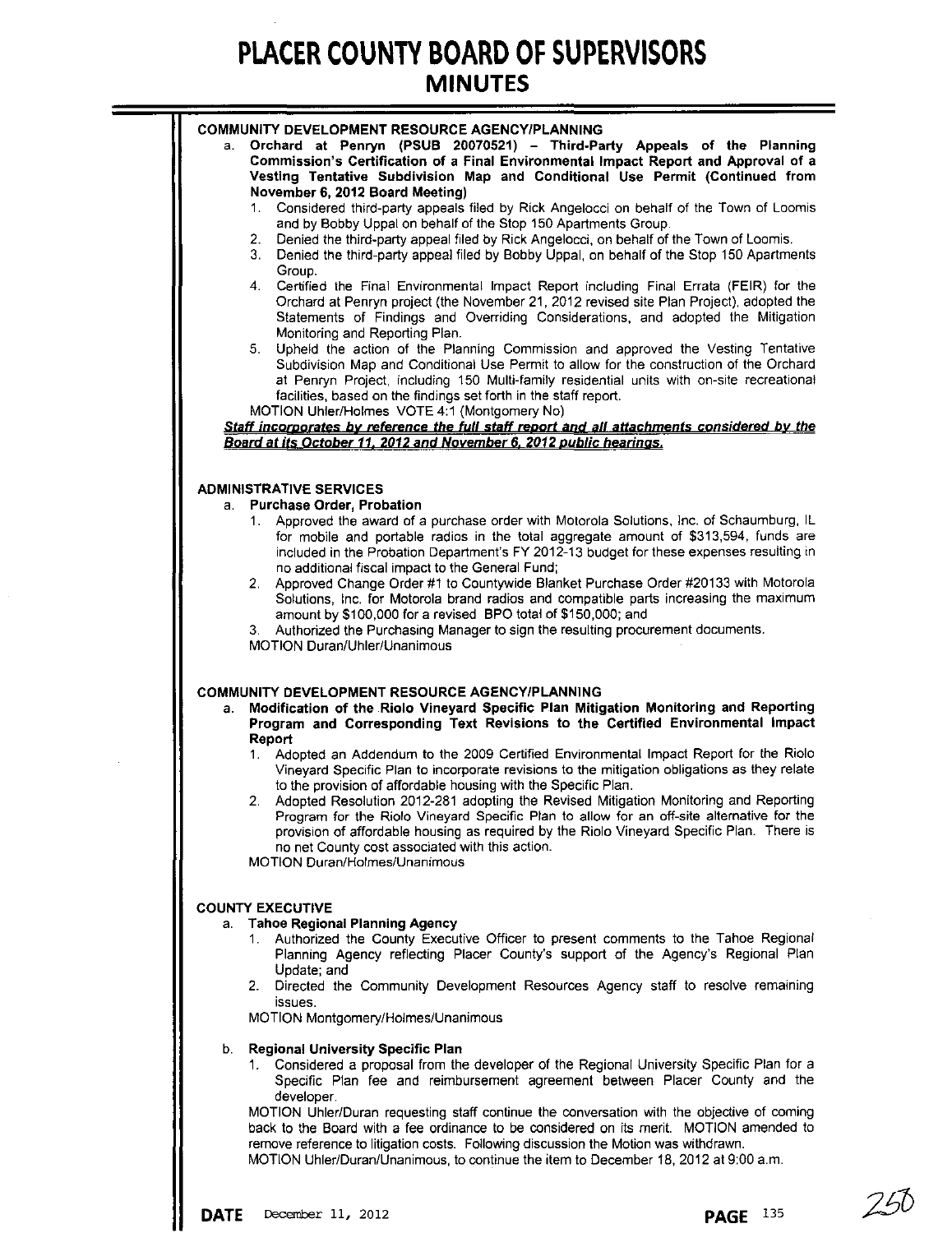# PLACER COUNTY BOARD OF SUPERVISORS
## MINUTES

**COMMUNITY DEVELOPMENT RESOURCE AGENCY/PLANNING**

a. **Orchard at Penryn (PSUB 20070521) – Third-Party Appeals of the Planning Commission's Certification of a Final Environmental Impact Report and Approval of a Vesting Tentative Subdivision Map and Conditional Use Permit (Continued from November 6, 2012 Board Meeting)**
   1. Considered third-party appeals filed by Rick Angelocci on behalf of the Town of Loomis and by Bobby Uppal on behalf of the Stop 150 Apartments Group.
   2. Denied the third-party appeal filed by Rick Angelocci, on behalf of the Town of Loomis.
   3. Denied the third-party appeal filed by Bobby Uppal, on behalf of the Stop 150 Apartments Group.
   4. Certified the Final Environmental Impact Report including Final Errata (FEIR) for the Orchard at Penryn project (the November 21, 2012 revised site Plan Project), adopted the Statements of Findings and Overriding Considerations, and adopted the Mitigation Monitoring and Reporting Plan.
   5. Upheld the action of the Planning Commission and approved the Vesting Tentative Subdivision Map and Conditional Use Permit to allow for the construction of the Orchard at Penryn Project, including 150 Multi-family residential units with on-site recreational facilities, based on the findings set forth in the staff report.

   MOTION Uhler/Holmes VOTE 4:1 (Montgomery No)

   ***Staff incorporates by reference the full staff report and all attachments considered by the Board at its October 11, 2012 and November 6, 2012 public hearings.***

**ADMINISTRATIVE SERVICES**

a. **Purchase Order, Probation**
   1. Approved the award of a purchase order with Motorola Solutions, Inc. of Schaumburg, IL for mobile and portable radios in the total aggregate amount of $313,594, funds are included in the Probation Department's FY 2012-13 budget for these expenses resulting in no additional fiscal impact to the General Fund;
   2. Approved Change Order #1 to Countywide Blanket Purchase Order #20133 with Motorola Solutions, Inc. for Motorola brand radios and compatible parts increasing the maximum amount by $100,000 for a revised BPO total of $150,000; and
   3. Authorized the Purchasing Manager to sign the resulting procurement documents.

   MOTION Duran/Uhler/Unanimous

**COMMUNITY DEVELOPMENT RESOURCE AGENCY/PLANNING**

a. **Modification of the Riolo Vineyard Specific Plan Mitigation Monitoring and Reporting Program and Corresponding Text Revisions to the Certified Environmental Impact Report**
   1. Adopted an Addendum to the 2009 Certified Environmental Impact Report for the Riolo Vineyard Specific Plan to incorporate revisions to the mitigation obligations as they relate to the provision of affordable housing with the Specific Plan.
   2. Adopted Resolution 2012-281 adopting the Revised Mitigation Monitoring and Reporting Program for the Riolo Vineyard Specific Plan to allow for an off-site alternative for the provision of affordable housing as required by the Riolo Vineyard Specific Plan. There is no net County cost associated with this action.

   MOTION Duran/Holmes/Unanimous

**COUNTY EXECUTIVE**

a. **Tahoe Regional Planning Agency**
   1. Authorized the County Executive Officer to present comments to the Tahoe Regional Planning Agency reflecting Placer County's support of the Agency's Regional Plan Update; and
   2. Directed the Community Development Resources Agency staff to resolve remaining issues.

   MOTION Montgomery/Holmes/Unanimous

b. **Regional University Specific Plan**
   1. Considered a proposal from the developer of the Regional University Specific Plan for a Specific Plan fee and reimbursement agreement between Placer County and the developer.

   MOTION Uhler/Duran requesting staff continue the conversation with the objective of coming back to the Board with a fee ordinance to be considered on its merit. MOTION amended to remove reference to litigation costs. Following discussion the Motion was withdrawn.
   MOTION Uhler/Duran/Unanimous, to continue the item to December 18, 2012 at 9:00 a.m.

**DATE** December 11, 2012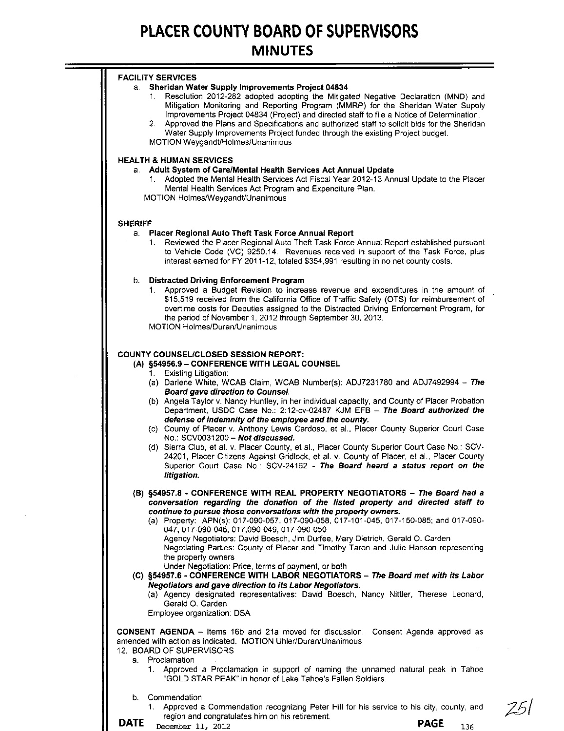**FACILITY SERVICES**

a. **Sheridan Water Supply Improvements Project 04834**

1. Resolution 2012-282 adopted adopting the Mitigated Negative Declaration (MND) and Mitigation Monitoring and Reporting Program (MMRP) for the Sheridan Water Supply Improvements Project 04834 (Project) and directed staff to file a Notice of Determination.
2. Approved the Plans and Specifications and authorized staff to solicit bids for the Sheridan Water Supply Improvements Project funded through the existing Project budget.

MOTION Weygandt/Holmes/Unanimous

**HEALTH & HUMAN SERVICES**

a. **Adult System of Care/Mental Health Services Act Annual Update**

1. Adopted the Mental Health Services Act Fiscal Year 2012-13 Annual Update to the Placer Mental Health Services Act Program and Expenditure Plan.

MOTION Holmes/Weygandt/Unanimous

**SHERIFF**

a. **Placer Regional Auto Theft Task Force Annual Report**

1. Reviewed the Placer Regional Auto Theft Task Force Annual Report established pursuant to Vehicle Code (VC) 9250.14. Revenues received in support of the Task Force, plus interest earned for FY 2011-12, totaled $354,991 resulting in no net county costs.

b. **Distracted Driving Enforcement Program**

1. Approved a Budget Revision to increase revenue and expenditures in the amount of $15,519 received from the California Office of Traffic Safety (OTS) for reimbursement of overtime costs for Deputies assigned to the Distracted Driving Enforcement Program, for the period of November 1, 2012 through September 30, 2013.

MOTION Holmes/Duran/Unanimous

**COUNTY COUNSEL/CLOSED SESSION REPORT:**

**(A) §54956.9 – CONFERENCE WITH LEGAL COUNSEL**

1. Existing Litigation:

(a) Darlene White, WCAB Claim, WCAB Number(s): ADJ7231780 and ADJ7492994 – ***The Board gave direction to Counsel.***

(b) Angela Taylor v. Nancy Huntley, in her individual capacity, and County of Placer Probation Department, USDC Case No.: 2:12-cv-02487 KJM EFB – ***The Board authorized the defense of indemnity of the employee and the county.***

(c) County of Placer v. Anthony Lewis Cardoso, et al., Placer County Superior Court Case No.: SCV0031200 – ***Not discussed.***

(d) Sierra Club, et al. v. Placer County, et al., Placer County Superior Court Case No.: SCV-24201, Placer Citizens Against Gridlock, et al. v. County of Placer, et al., Placer County Superior Court Case No.: SCV-24162 - ***The Board heard a status report on the litigation.***

**(B) §54957.8 - CONFERENCE WITH REAL PROPERTY NEGOTIATORS –** ***The Board had a conversation regarding the donation of the listed property and directed staff to continue to pursue those conversations with the property owners.***

(a) Property: APN(s): 017-090-057, 017-090-058, 017-101-045, 017-150-085; and 017-090-047, 017-090-048, 017,090-049, 017-090-050
Agency Negotiators: David Boesch, Jim Durfee, Mary Dietrich, Gerald O. Carden
Negotiating Parties: County of Placer and Timothy Taron and Julie Hanson representing the property owners
Under Negotiation: Price, terms of payment, or both

**(C) §54957.6 - CONFERENCE WITH LABOR NEGOTIATORS –** ***The Board met with its Labor Negotiators and gave direction to its Labor Negotiators.***

(a) Agency designated representatives: David Boesch, Nancy Nittler, Therese Leonard, Gerald O. Carden
Employee organization: DSA

**CONSENT AGENDA** – Items 16b and 21a moved for discussion. Consent Agenda approved as amended with action as indicated. MOTION Uhler/Duran/Unanimous

12. BOARD OF SUPERVISORS

a. Proclamation

1. Approved a Proclamation in support of naming the unnamed natural peak in Tahoe "GOLD STAR PEAK" in honor of Lake Tahoe's Fallen Soldiers.

b. Commendation

1. Approved a Commendation recognizing Peter Hill for his service to his city, county, and region and congratulates him on his retirement.

**DATE** December 11, 2012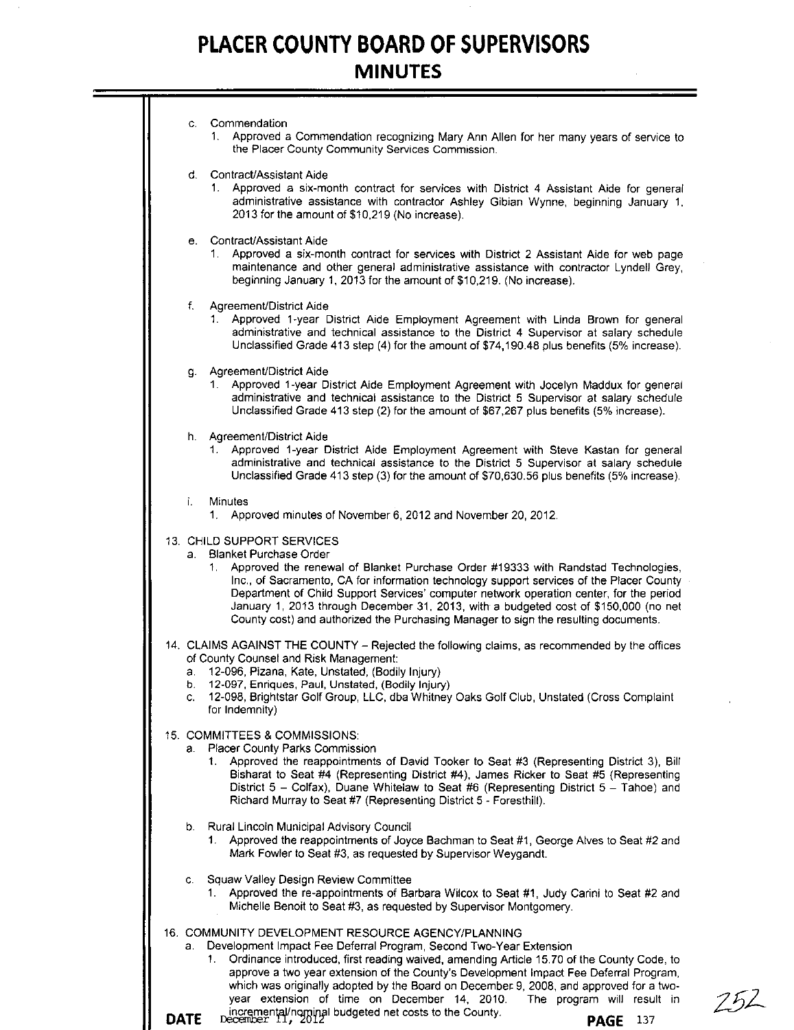c. Commendation
   1. Approved a Commendation recognizing Mary Ann Allen for her many years of service to the Placer County Community Services Commission.

d. Contract/Assistant Aide
   1. Approved a six-month contract for services with District 4 Assistant Aide for general administrative assistance with contractor Ashley Gibian Wynne, beginning January 1, 2013 for the amount of $10,219 (No increase).

e. Contract/Assistant Aide
   1. Approved a six-month contract for services with District 2 Assistant Aide for web page maintenance and other general administrative assistance with contractor Lyndell Grey, beginning January 1, 2013 for the amount of $10,219. (No increase).

f. Agreement/District Aide
   1. Approved 1-year District Aide Employment Agreement with Linda Brown for general administrative and technical assistance to the District 4 Supervisor at salary schedule Unclassified Grade 413 step (4) for the amount of $74,190.48 plus benefits (5% increase).

g. Agreement/District Aide
   1. Approved 1-year District Aide Employment Agreement with Jocelyn Maddux for general administrative and technical assistance to the District 5 Supervisor at salary schedule Unclassified Grade 413 step (2) for the amount of $67,267 plus benefits (5% increase).

h. Agreement/District Aide
   1. Approved 1-year District Aide Employment Agreement with Steve Kastan for general administrative and technical assistance to the District 5 Supervisor at salary schedule Unclassified Grade 413 step (3) for the amount of $70,630.56 plus benefits (5% increase).

i. Minutes
   1. Approved minutes of November 6, 2012 and November 20, 2012.

13. CHILD SUPPORT SERVICES
   a. Blanket Purchase Order
      1. Approved the renewal of Blanket Purchase Order #19333 with Randstad Technologies, Inc., of Sacramento, CA for information technology support services of the Placer County Department of Child Support Services' computer network operation center, for the period January 1, 2013 through December 31, 2013, with a budgeted cost of $150,000 (no net County cost) and authorized the Purchasing Manager to sign the resulting documents.

14. CLAIMS AGAINST THE COUNTY – Rejected the following claims, as recommended by the offices of County Counsel and Risk Management:
   a. 12-096, Pizana, Kate, Unstated, (Bodily Injury)
   b. 12-097, Enriques, Paul, Unstated, (Bodily Injury)
   c. 12-098, Brightstar Golf Group, LLC, dba Whitney Oaks Golf Club, Unstated (Cross Complaint for Indemnity)

15. COMMITTEES & COMMISSIONS:
   a. Placer County Parks Commission
      1. Approved the reappointments of David Tooker to Seat #3 (Representing District 3), Bill Bisharat to Seat #4 (Representing District #4), James Ricker to Seat #5 (Representing District 5 – Colfax), Duane Whitelaw to Seat #6 (Representing District 5 – Tahoe) and Richard Murray to Seat #7 (Representing District 5 - Foresthill).

   b. Rural Lincoln Municipal Advisory Council
      1. Approved the reappointments of Joyce Bachman to Seat #1, George Alves to Seat #2 and Mark Fowler to Seat #3, as requested by Supervisor Weygandt.

   c. Squaw Valley Design Review Committee
      1. Approved the re-appointments of Barbara Wilcox to Seat #1, Judy Carini to Seat #2 and Michelle Benoit to Seat #3, as requested by Supervisor Montgomery.

16. COMMUNITY DEVELOPMENT RESOURCE AGENCY/PLANNING
   a. Development Impact Fee Deferral Program, Second Two-Year Extension
      1. Ordinance introduced, first reading waived, amending Article 15.70 of the County Code, to approve a two year extension of the County's Development Impact Fee Deferral Program, which was originally adopted by the Board on December 9, 2008, and approved for a two-year extension of time on December 14, 2010. The program will result in incremental/nominal budgeted net costs to the County.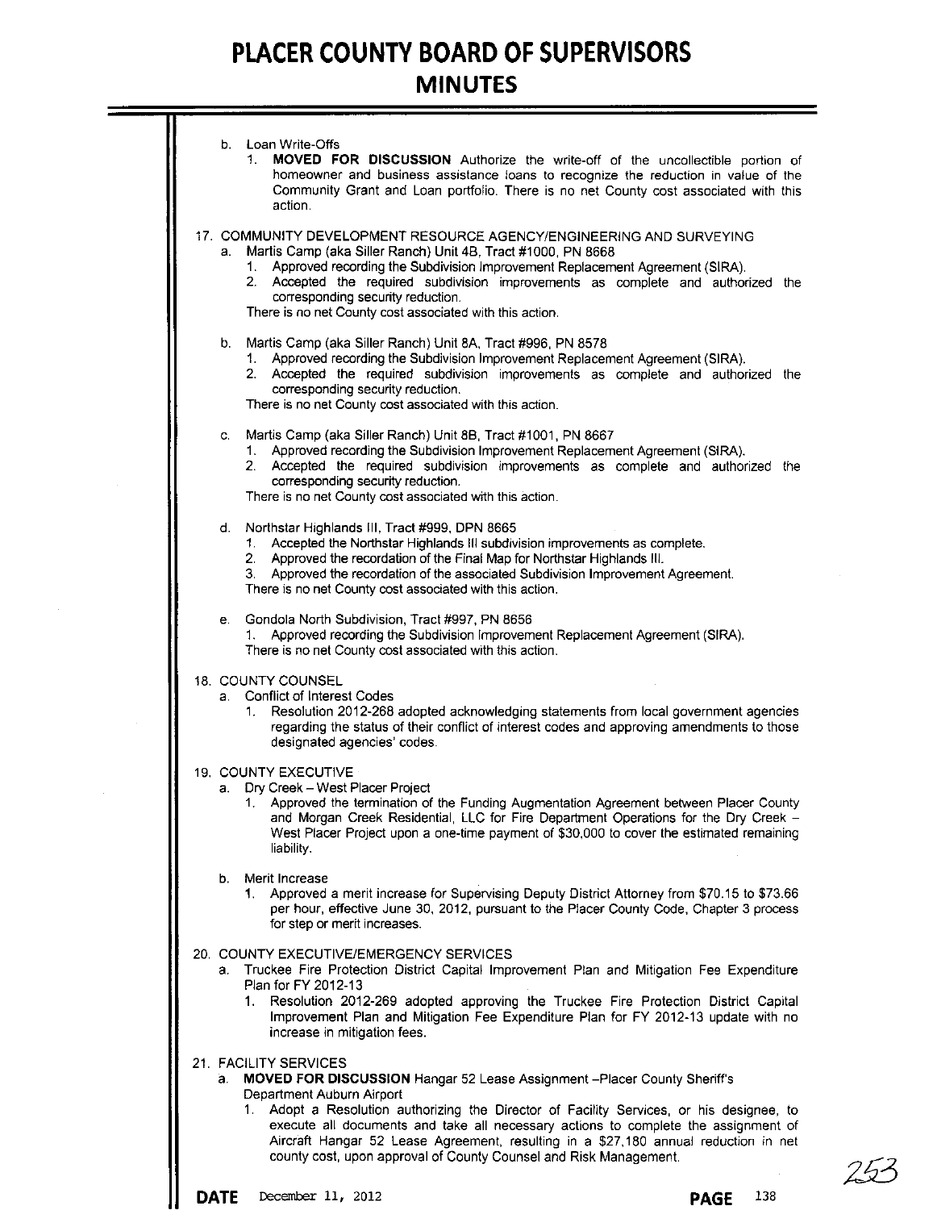b. Loan Write-Offs
   1. **MOVED FOR DISCUSSION** Authorize the write-off of the uncollectible portion of homeowner and business assistance loans to recognize the reduction in value of the Community Grant and Loan portfolio. There is no net County cost associated with this action.

17. COMMUNITY DEVELOPMENT RESOURCE AGENCY/ENGINEERING AND SURVEYING
   a. Martis Camp (aka Siller Ranch) Unit 4B, Tract #1000, PN 8668
      1. Approved recording the Subdivision Improvement Replacement Agreement (SIRA).
      2. Accepted the required subdivision improvements as complete and authorized the corresponding security reduction.

      There is no net County cost associated with this action.

   b. Martis Camp (aka Siller Ranch) Unit 8A, Tract #996, PN 8578
      1. Approved recording the Subdivision Improvement Replacement Agreement (SIRA).
      2. Accepted the required subdivision improvements as complete and authorized the corresponding security reduction.

      There is no net County cost associated with this action.

   c. Martis Camp (aka Siller Ranch) Unit 8B, Tract #1001, PN 8667
      1. Approved recording the Subdivision Improvement Replacement Agreement (SIRA).
      2. Accepted the required subdivision improvements as complete and authorized the corresponding security reduction.

      There is no net County cost associated with this action.

   d. Northstar Highlands III, Tract #999, DPN 8665
      1. Accepted the Northstar Highlands III subdivision improvements as complete.
      2. Approved the recordation of the Final Map for Northstar Highlands III.
      3. Approved the recordation of the associated Subdivision Improvement Agreement.

      There is no net County cost associated with this action.

   e. Gondola North Subdivision, Tract #997, PN 8656
      1. Approved recording the Subdivision Improvement Replacement Agreement (SIRA).

      There is no net County cost associated with this action.

18. COUNTY COUNSEL
   a. Conflict of Interest Codes
      1. Resolution 2012-268 adopted acknowledging statements from local government agencies regarding the status of their conflict of interest codes and approving amendments to those designated agencies' codes.

19. COUNTY EXECUTIVE
   a. Dry Creek – West Placer Project
      1. Approved the termination of the Funding Augmentation Agreement between Placer County and Morgan Creek Residential, LLC for Fire Department Operations for the Dry Creek – West Placer Project upon a one-time payment of $30,000 to cover the estimated remaining liability.

   b. Merit Increase
      1. Approved a merit increase for Supervising Deputy District Attorney from $70.15 to $73.66 per hour, effective June 30, 2012, pursuant to the Placer County Code, Chapter 3 process for step or merit increases.

20. COUNTY EXECUTIVE/EMERGENCY SERVICES
   a. Truckee Fire Protection District Capital Improvement Plan and Mitigation Fee Expenditure Plan for FY 2012-13
      1. Resolution 2012-269 adopted approving the Truckee Fire Protection District Capital Improvement Plan and Mitigation Fee Expenditure Plan for FY 2012-13 update with no increase in mitigation fees.

21. FACILITY SERVICES
   a. **MOVED FOR DISCUSSION** Hangar 52 Lease Assignment –Placer County Sheriff's Department Auburn Airport
      1. Adopt a Resolution authorizing the Director of Facility Services, or his designee, to execute all documents and take all necessary actions to complete the assignment of Aircraft Hangar 52 Lease Agreement, resulting in a $27,180 annual reduction in net county cost, upon approval of County Counsel and Risk Management.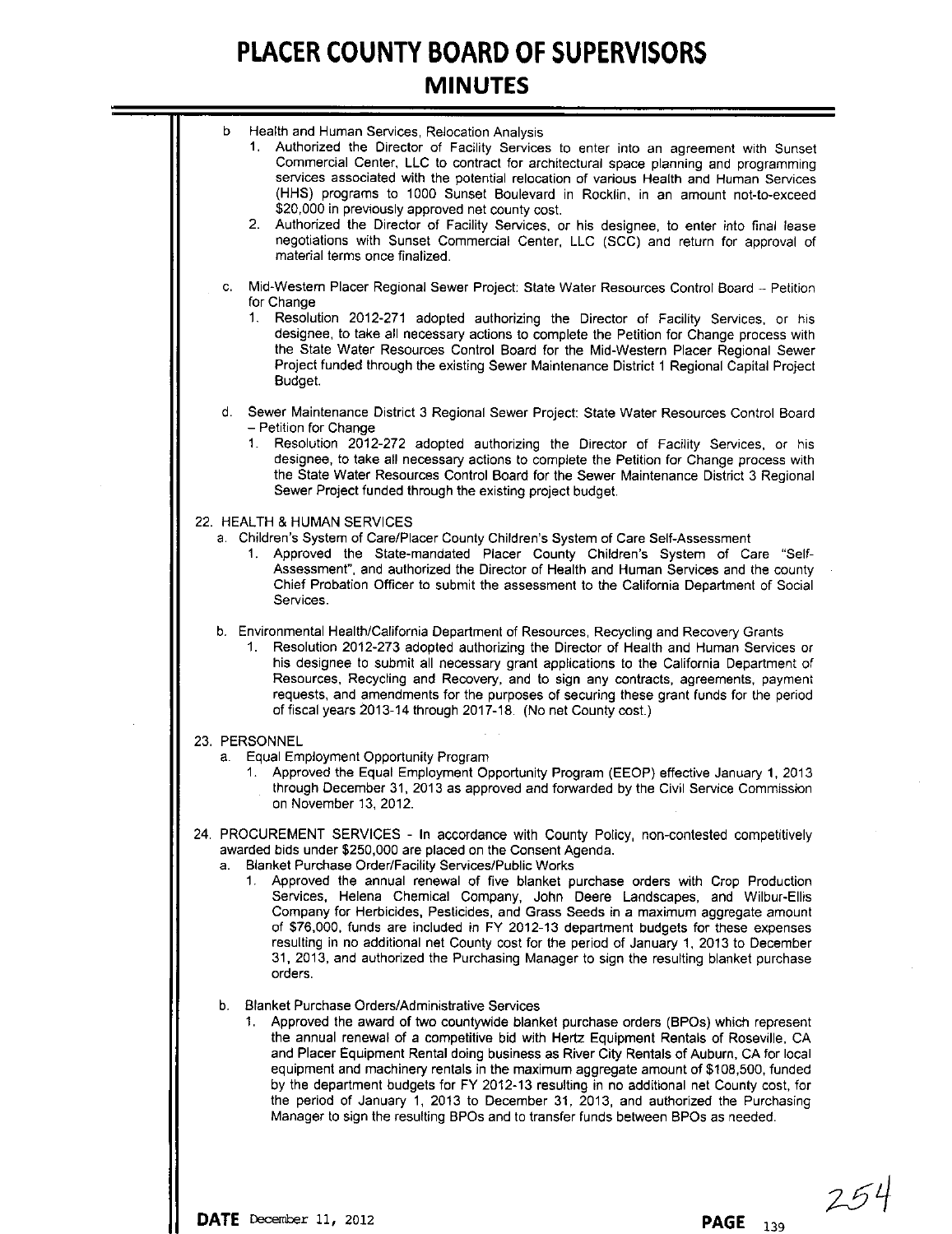b. Health and Human Services, Relocation Analysis
   1. Authorized the Director of Facility Services to enter into an agreement with Sunset Commercial Center, LLC to contract for architectural space planning and programming services associated with the potential relocation of various Health and Human Services (HHS) programs to 1000 Sunset Boulevard in Rocklin, in an amount not-to-exceed $20,000 in previously approved net county cost.
   2. Authorized the Director of Facility Services, or his designee, to enter into final lease negotiations with Sunset Commercial Center, LLC (SCC) and return for approval of material terms once finalized.

c. Mid-Western Placer Regional Sewer Project: State Water Resources Control Board – Petition for Change
   1. Resolution 2012-271 adopted authorizing the Director of Facility Services, or his designee, to take all necessary actions to complete the Petition for Change process with the State Water Resources Control Board for the Mid-Western Placer Regional Sewer Project funded through the existing Sewer Maintenance District 1 Regional Capital Project Budget.

d. Sewer Maintenance District 3 Regional Sewer Project: State Water Resources Control Board – Petition for Change
   1. Resolution 2012-272 adopted authorizing the Director of Facility Services, or his designee, to take all necessary actions to complete the Petition for Change process with the State Water Resources Control Board for the Sewer Maintenance District 3 Regional Sewer Project funded through the existing project budget.

22. HEALTH & HUMAN SERVICES
   a. Children's System of Care/Placer County Children's System of Care Self-Assessment
      1. Approved the State-mandated Placer County Children's System of Care "Self-Assessment", and authorized the Director of Health and Human Services and the county Chief Probation Officer to submit the assessment to the California Department of Social Services.

   b. Environmental Health/California Department of Resources, Recycling and Recovery Grants
      1. Resolution 2012-273 adopted authorizing the Director of Health and Human Services or his designee to submit all necessary grant applications to the California Department of Resources, Recycling and Recovery, and to sign any contracts, agreements, payment requests, and amendments for the purposes of securing these grant funds for the period of fiscal years 2013-14 through 2017-18. (No net County cost.)

23. PERSONNEL
   a. Equal Employment Opportunity Program
      1. Approved the Equal Employment Opportunity Program (EEOP) effective January 1, 2013 through December 31, 2013 as approved and forwarded by the Civil Service Commission on November 13, 2012.

24. PROCUREMENT SERVICES - In accordance with County Policy, non-contested competitively awarded bids under $250,000 are placed on the Consent Agenda.
   a. Blanket Purchase Order/Facility Services/Public Works
      1. Approved the annual renewal of five blanket purchase orders with Crop Production Services, Helena Chemical Company, John Deere Landscapes, and Wilbur-Ellis Company for Herbicides, Pesticides, and Grass Seeds in a maximum aggregate amount of $76,000, funds are included in FY 2012-13 department budgets for these expenses resulting in no additional net County cost for the period of January 1, 2013 to December 31, 2013, and authorized the Purchasing Manager to sign the resulting blanket purchase orders.

   b. Blanket Purchase Orders/Administrative Services
      1. Approved the award of two countywide blanket purchase orders (BPOs) which represent the annual renewal of a competitive bid with Hertz Equipment Rentals of Roseville, CA and Placer Equipment Rental doing business as River City Rentals of Auburn, CA for local equipment and machinery rentals in the maximum aggregate amount of $108,500, funded by the department budgets for FY 2012-13 resulting in no additional net County cost, for the period of January 1, 2013 to December 31, 2013, and authorized the Purchasing Manager to sign the resulting BPOs and to transfer funds between BPOs as needed.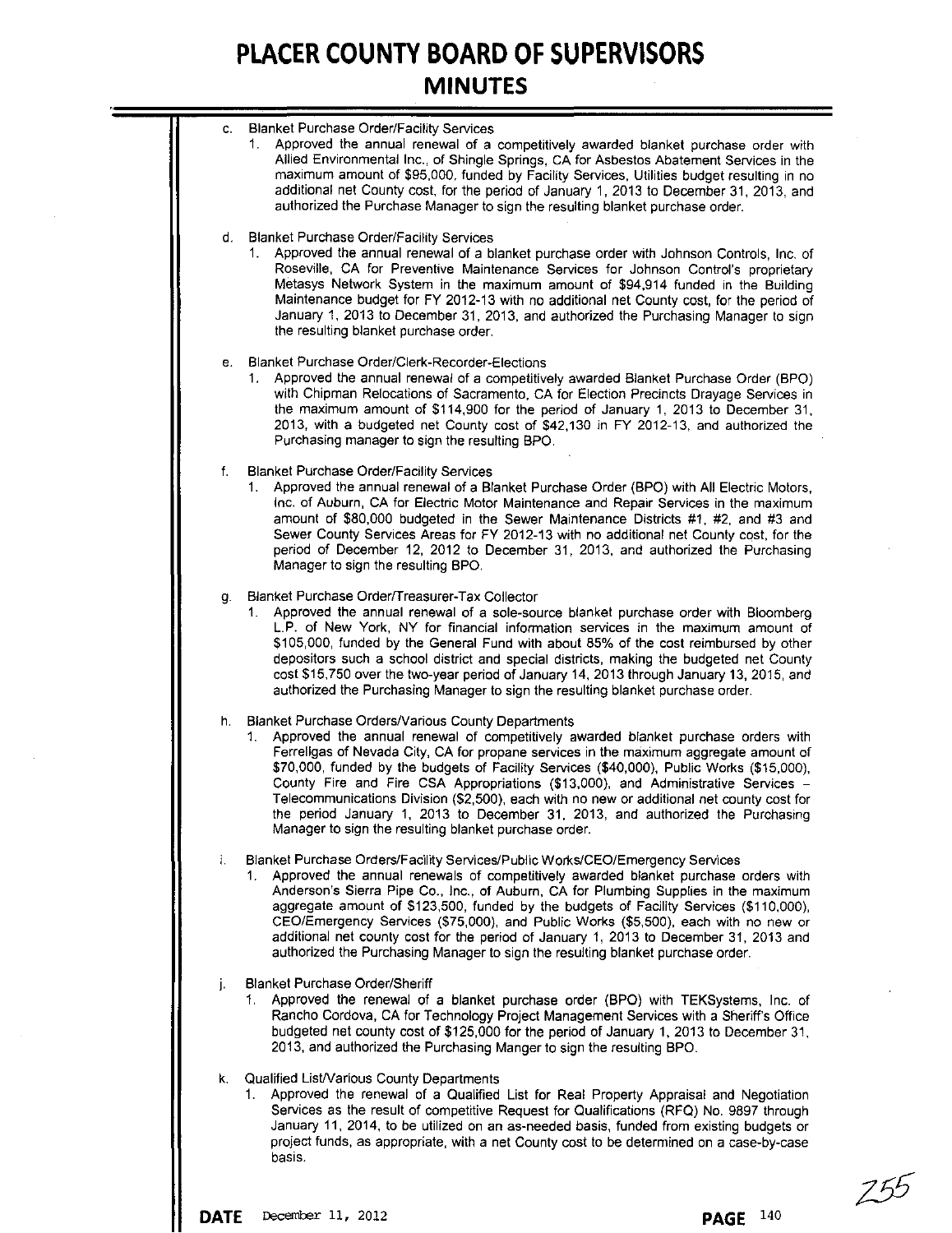c. Blanket Purchase Order/Facility Services
   1. Approved the annual renewal of a competitively awarded blanket purchase order with Allied Environmental Inc., of Shingle Springs, CA for Asbestos Abatement Services in the maximum amount of $95,000, funded by Facility Services, Utilities budget resulting in no additional net County cost, for the period of January 1, 2013 to December 31, 2013, and authorized the Purchase Manager to sign the resulting blanket purchase order.

d. Blanket Purchase Order/Facility Services
   1. Approved the annual renewal of a blanket purchase order with Johnson Controls, Inc. of Roseville, CA for Preventive Maintenance Services for Johnson Control's proprietary Metasys Network System in the maximum amount of $94,914 funded in the Building Maintenance budget for FY 2012-13 with no additional net County cost, for the period of January 1, 2013 to December 31, 2013, and authorized the Purchasing Manager to sign the resulting blanket purchase order.

e. Blanket Purchase Order/Clerk-Recorder-Elections
   1. Approved the annual renewal of a competitively awarded Blanket Purchase Order (BPO) with Chipman Relocations of Sacramento, CA for Election Precincts Drayage Services in the maximum amount of $114,900 for the period of January 1, 2013 to December 31, 2013, with a budgeted net County cost of $42,130 in FY 2012-13, and authorized the Purchasing manager to sign the resulting BPO.

f. Blanket Purchase Order/Facility Services
   1. Approved the annual renewal of a Blanket Purchase Order (BPO) with All Electric Motors, Inc. of Auburn, CA for Electric Motor Maintenance and Repair Services in the maximum amount of $80,000 budgeted in the Sewer Maintenance Districts #1, #2, and #3 and Sewer County Services Areas for FY 2012-13 with no additional net County cost, for the period of December 12, 2012 to December 31, 2013, and authorized the Purchasing Manager to sign the resulting BPO.

g. Blanket Purchase Order/Treasurer-Tax Collector
   1. Approved the annual renewal of a sole-source blanket purchase order with Bloomberg L.P. of New York, NY for financial information services in the maximum amount of $105,000, funded by the General Fund with about 85% of the cost reimbursed by other depositors such a school district and special districts, making the budgeted net County cost $15,750 over the two-year period of January 14, 2013 through January 13, 2015, and authorized the Purchasing Manager to sign the resulting blanket purchase order.

h. Blanket Purchase Orders/Various County Departments
   1. Approved the annual renewal of competitively awarded blanket purchase orders with Ferrellgas of Nevada City, CA for propane services in the maximum aggregate amount of $70,000, funded by the budgets of Facility Services ($40,000), Public Works ($15,000), County Fire and Fire CSA Appropriations ($13,000), and Administrative Services – Telecommunications Division ($2,500), each with no new or additional net county cost for the period January 1, 2013 to December 31, 2013, and authorized the Purchasing Manager to sign the resulting blanket purchase order.

i. Blanket Purchase Orders/Facility Services/Public Works/CEO/Emergency Services
   1. Approved the annual renewals of competitively awarded blanket purchase orders with Anderson's Sierra Pipe Co., Inc., of Auburn, CA for Plumbing Supplies in the maximum aggregate amount of $123,500, funded by the budgets of Facility Services ($110,000), CEO/Emergency Services ($75,000), and Public Works ($5,500), each with no new or additional net county cost for the period of January 1, 2013 to December 31, 2013 and authorized the Purchasing Manager to sign the resulting blanket purchase order.

j. Blanket Purchase Order/Sheriff
   1. Approved the renewal of a blanket purchase order (BPO) with TEKSystems, Inc. of Rancho Cordova, CA for Technology Project Management Services with a Sheriff's Office budgeted net county cost of $125,000 for the period of January 1, 2013 to December 31, 2013, and authorized the Purchasing Manger to sign the resulting BPO.

k. Qualified List/Various County Departments
   1. Approved the renewal of a Qualified List for Real Property Appraisal and Negotiation Services as the result of competitive Request for Qualifications (RFQ) No. 9897 through January 11, 2014, to be utilized on an as-needed basis, funded from existing budgets or project funds, as appropriate, with a net County cost to be determined on a case-by-case basis.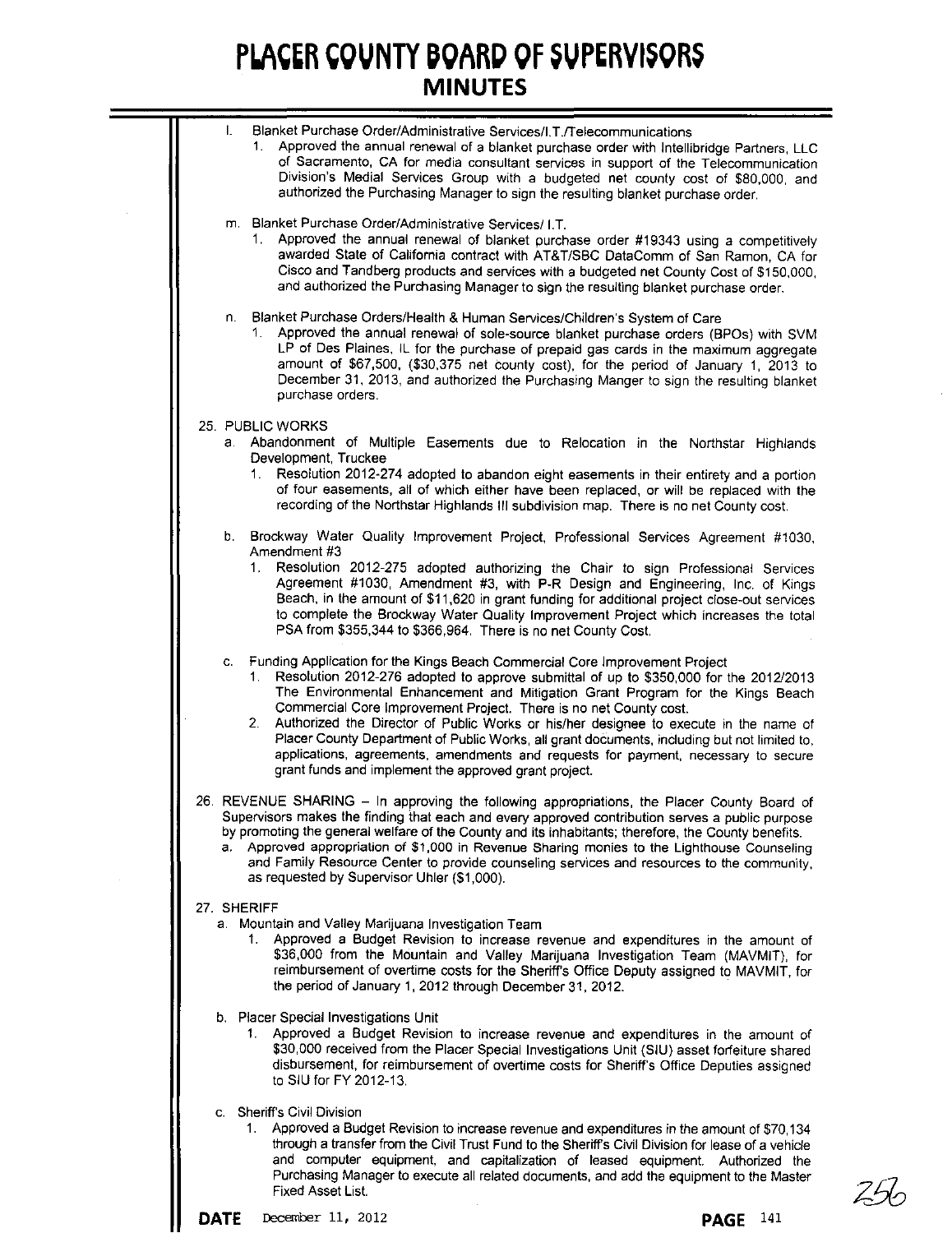- l. Blanket Purchase Order/Administrative Services/I.T./Telecommunications
  1. Approved the annual renewal of a blanket purchase order with Intellibridge Partners, LLC of Sacramento, CA for media consultant services in support of the Telecommunication Division's Medial Services Group with a budgeted net county cost of $80,000, and authorized the Purchasing Manager to sign the resulting blanket purchase order.

- m. Blanket Purchase Order/Administrative Services/ I.T.
  1. Approved the annual renewal of blanket purchase order #19343 using a competitively awarded State of California contract with AT&T/SBC DataComm of San Ramon, CA for Cisco and Tandberg products and services with a budgeted net County Cost of $150,000, and authorized the Purchasing Manager to sign the resulting blanket purchase order.

- n. Blanket Purchase Orders/Health & Human Services/Children's System of Care
  1. Approved the annual renewal of sole-source blanket purchase orders (BPOs) with SVM LP of Des Plaines, IL for the purchase of prepaid gas cards in the maximum aggregate amount of $67,500, ($30,375 net county cost), for the period of January 1, 2013 to December 31, 2013, and authorized the Purchasing Manger to sign the resulting blanket purchase orders.

25. PUBLIC WORKS
    - a. Abandonment of Multiple Easements due to Relocation in the Northstar Highlands Development, Truckee
      1. Resolution 2012-274 adopted to abandon eight easements in their entirety and a portion of four easements, all of which either have been replaced, or will be replaced with the recording of the Northstar Highlands III subdivision map. There is no net County cost.
    - b. Brockway Water Quality Improvement Project, Professional Services Agreement #1030, Amendment #3
      1. Resolution 2012-275 adopted authorizing the Chair to sign Professional Services Agreement #1030, Amendment #3, with P-R Design and Engineering, Inc. of Kings Beach, in the amount of $11,620 in grant funding for additional project close-out services to complete the Brockway Water Quality Improvement Project which increases the total PSA from $355,344 to $366,964. There is no net County Cost.
    - c. Funding Application for the Kings Beach Commercial Core Improvement Project
      1. Resolution 2012-276 adopted to approve submittal of up to $350,000 for the 2012/2013 The Environmental Enhancement and Mitigation Grant Program for the Kings Beach Commercial Core Improvement Project. There is no net County cost.
      2. Authorized the Director of Public Works or his/her designee to execute in the name of Placer County Department of Public Works, all grant documents, including but not limited to, applications, agreements, amendments and requests for payment, necessary to secure grant funds and implement the approved grant project.

26. REVENUE SHARING – In approving the following appropriations, the Placer County Board of Supervisors makes the finding that each and every approved contribution serves a public purpose by promoting the general welfare of the County and its inhabitants; therefore, the County benefits.
    - a. Approved appropriation of $1,000 in Revenue Sharing monies to the Lighthouse Counseling and Family Resource Center to provide counseling services and resources to the community, as requested by Supervisor Uhler ($1,000).

27. SHERIFF
    - a. Mountain and Valley Marijuana Investigation Team
      1. Approved a Budget Revision to increase revenue and expenditures in the amount of $36,000 from the Mountain and Valley Marijuana Investigation Team (MAVMIT), for reimbursement of overtime costs for the Sheriff's Office Deputy assigned to MAVMIT, for the period of January 1, 2012 through December 31, 2012.
    - b. Placer Special Investigations Unit
      1. Approved a Budget Revision to increase revenue and expenditures in the amount of $30,000 received from the Placer Special Investigations Unit (SIU) asset forfeiture shared disbursement, for reimbursement of overtime costs for Sheriff's Office Deputies assigned to SIU for FY 2012-13.
    - c. Sheriff's Civil Division
      1. Approved a Budget Revision to increase revenue and expenditures in the amount of $70,134 through a transfer from the Civil Trust Fund to the Sheriff's Civil Division for lease of a vehicle and computer equipment, and capitalization of leased equipment. Authorized the Purchasing Manager to execute all related documents, and add the equipment to the Master Fixed Asset List.

256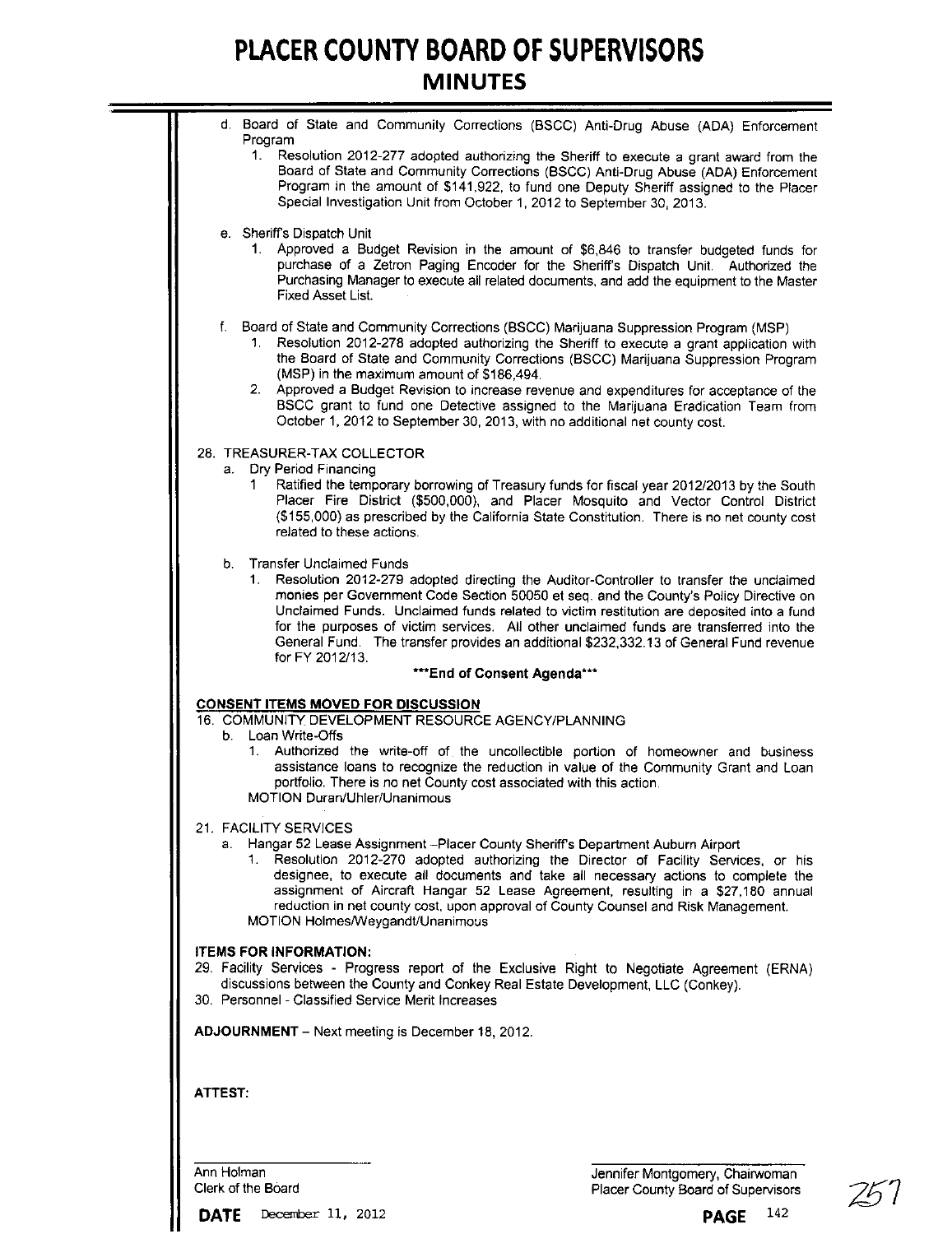d. Board of State and Community Corrections (BSCC) Anti-Drug Abuse (ADA) Enforcement Program
   1. Resolution 2012-277 adopted authorizing the Sheriff to execute a grant award from the Board of State and Community Corrections (BSCC) Anti-Drug Abuse (ADA) Enforcement Program in the amount of $141,922, to fund one Deputy Sheriff assigned to the Placer Special Investigation Unit from October 1, 2012 to September 30, 2013.

e. Sheriff's Dispatch Unit
   1. Approved a Budget Revision in the amount of $6,846 to transfer budgeted funds for purchase of a Zetron Paging Encoder for the Sheriff's Dispatch Unit. Authorized the Purchasing Manager to execute all related documents, and add the equipment to the Master Fixed Asset List.

f. Board of State and Community Corrections (BSCC) Marijuana Suppression Program (MSP)
   1. Resolution 2012-278 adopted authorizing the Sheriff to execute a grant application with the Board of State and Community Corrections (BSCC) Marijuana Suppression Program (MSP) in the maximum amount of $186,494.
   2. Approved a Budget Revision to increase revenue and expenditures for acceptance of the BSCC grant to fund one Detective assigned to the Marijuana Eradication Team from October 1, 2012 to September 30, 2013, with no additional net county cost.

28. TREASURER-TAX COLLECTOR
   a. Dry Period Financing
      1. Ratified the temporary borrowing of Treasury funds for fiscal year 2012/2013 by the South Placer Fire District ($500,000), and Placer Mosquito and Vector Control District ($155,000) as prescribed by the California State Constitution. There is no net county cost related to these actions.

   b. Transfer Unclaimed Funds
      1. Resolution 2012-279 adopted directing the Auditor-Controller to transfer the unclaimed monies per Government Code Section 50050 et seq. and the County's Policy Directive on Unclaimed Funds. Unclaimed funds related to victim restitution are deposited into a fund for the purposes of victim services. All other unclaimed funds are transferred into the General Fund. The transfer provides an additional $232,332.13 of General Fund revenue for FY 2012/13.

**\*\*\*End of Consent Agenda\*\*\***

**CONSENT ITEMS MOVED FOR DISCUSSION**

16. COMMUNITY DEVELOPMENT RESOURCE AGENCY/PLANNING
   b. Loan Write-Offs
      1. Authorized the write-off of the uncollectible portion of homeowner and business assistance loans to recognize the reduction in value of the Community Grant and Loan portfolio. There is no net County cost associated with this action.

      MOTION Duran/Uhler/Unanimous

21. FACILITY SERVICES
   a. Hangar 52 Lease Assignment –Placer County Sheriff's Department Auburn Airport
      1. Resolution 2012-270 adopted authorizing the Director of Facility Services, or his designee, to execute all documents and take all necessary actions to complete the assignment of Aircraft Hangar 52 Lease Agreement, resulting in a $27,180 annual reduction in net county cost, upon approval of County Counsel and Risk Management.

      MOTION Holmes/Weygandt/Unanimous

**ITEMS FOR INFORMATION:**

29. Facility Services - Progress report of the Exclusive Right to Negotiate Agreement (ERNA) discussions between the County and Conkey Real Estate Development, LLC (Conkey).
30. Personnel - Classified Service Merit Increases

**ADJOURNMENT** – Next meeting is December 18, 2012.

**ATTEST:**

Ann Holman
Clerk of the Board

Jennifer Montgomery, Chairwoman
Placer County Board of Supervisors

**DATE** December 11, 2012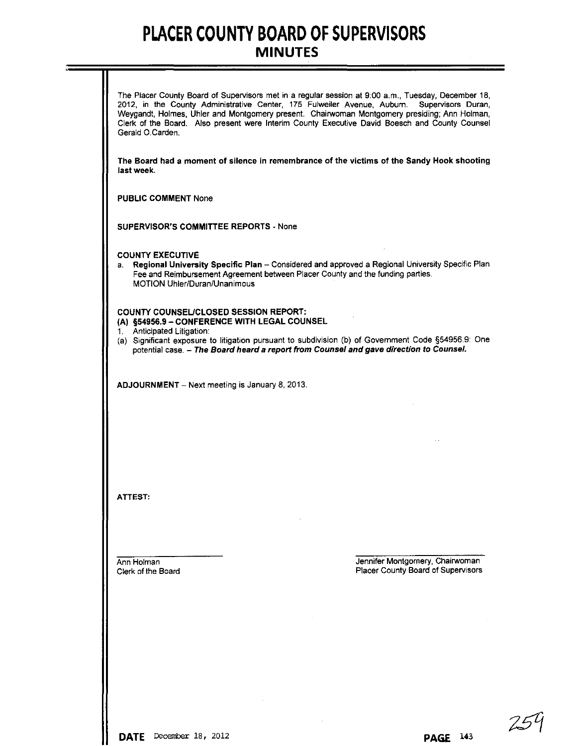# PLACER COUNTY BOARD OF SUPERVISORS
## MINUTES

The Placer County Board of Supervisors met in a regular session at 9:00 a.m., Tuesday, December 18, 2012, in the County Administrative Center, 175 Fulweiler Avenue, Auburn. Supervisors Duran, Weygandt, Holmes, Uhler and Montgomery present. Chairwoman Montgomery presiding; Ann Holman, Clerk of the Board. Also present were Interim County Executive David Boesch and County Counsel Gerald O.Carden.

**The Board had a moment of silence in remembrance of the victims of the Sandy Hook shooting last week.**

**PUBLIC COMMENT** None

**SUPERVISOR'S COMMITTEE REPORTS** - None

**COUNTY EXECUTIVE**

a. **Regional University Specific Plan** – Considered and approved a Regional University Specific Plan Fee and Reimbursement Agreement between Placer County and the funding parties.
MOTION Uhler/Duran/Unanimous

**COUNTY COUNSEL/CLOSED SESSION REPORT:**
**(A) §54956.9 – CONFERENCE WITH LEGAL COUNSEL**

1. Anticipated Litigation:

(a) Significant exposure to litigation pursuant to subdivision (b) of Government Code §54956.9: One potential case. – ***The Board heard a report from Counsel and gave direction to Counsel.***

**ADJOURNMENT** – Next meeting is January 8, 2013.

**ATTEST:**

Ann Holman
Clerk of the Board

Jennifer Montgomery, Chairwoman
Placer County Board of Supervisors

**DATE** December 18, 2012

**PAGE** 143